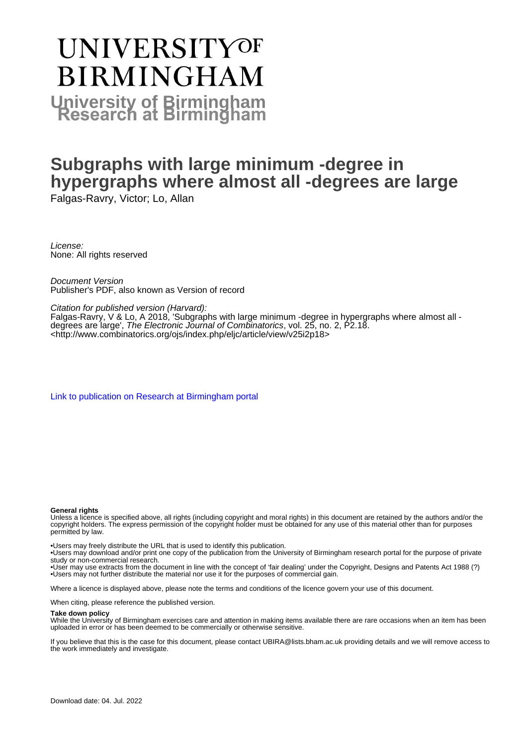# UNIVERSITY OF BIRMINGHAM

**University of Birmingham Research at Birmingham**

# Subgraphs with large minimum -degree in hypergraphs where almost all -degrees are large

Falgas-Ravry, Victor; Lo, Allan

*License:*
None: All rights reserved

*Document Version*
Publisher's PDF, also known as Version of record

*Citation for published version (Harvard):*
Falgas-Ravry, V & Lo, A 2018, 'Subgraphs with large minimum -degree in hypergraphs where almost all -degrees are large', *The Electronic Journal of Combinatorics*, vol. 25, no. 2, P2.18.
<http://www.combinatorics.org/ojs/index.php/eljc/article/view/v25i2p18>

Link to publication on Research at Birmingham portal

**General rights**

Unless a licence is specified above, all rights (including copyright and moral rights) in this document are retained by the authors and/or the copyright holders. The express permission of the copyright holder must be obtained for any use of this material other than for purposes permitted by law.

•Users may freely distribute the URL that is used to identify this publication.
•Users may download and/or print one copy of the publication from the University of Birmingham research portal for the purpose of private study or non-commercial research.
•User may use extracts from the document in line with the concept of 'fair dealing' under the Copyright, Designs and Patents Act 1988 (?)
•Users may not further distribute the material nor use it for the purposes of commercial gain.

Where a licence is displayed above, please note the terms and conditions of the licence govern your use of this document.

When citing, please reference the published version.

**Take down policy**

While the University of Birmingham exercises care and attention in making items available there are rare occasions when an item has been uploaded in error or has been deemed to be commercially or otherwise sensitive.

If you believe that this is the case for this document, please contact UBIRA@lists.bham.ac.uk providing details and we will remove access to the work immediately and investigate.

Download date: 04. Jul. 2022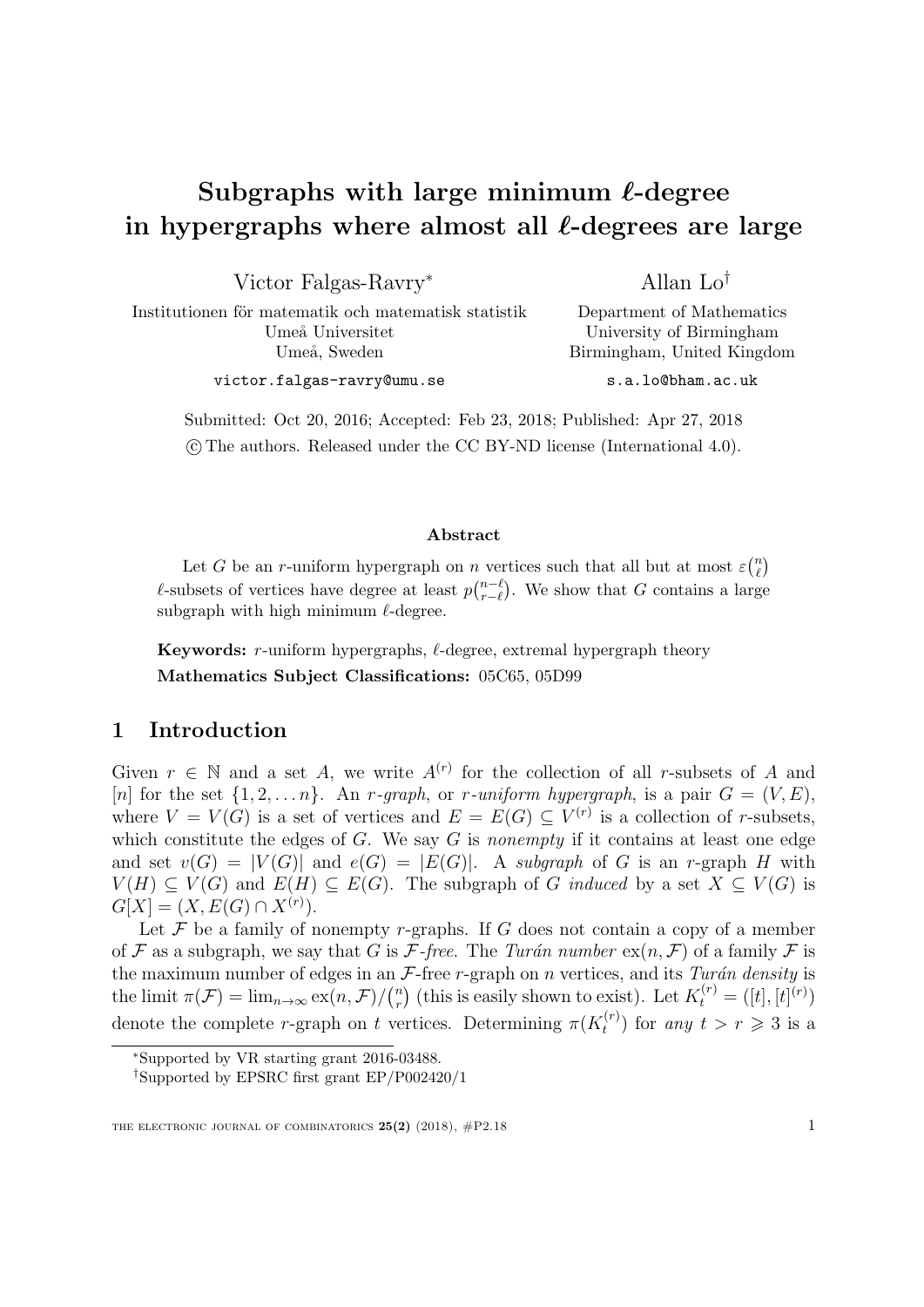# Subgraphs with large minimum $\ell$-degree in hypergraphs where almost all $\ell$-degrees are large

Victor Falgas-Ravry[*]

Institutionen för matematik och matematisk statistik
Umeå Universitet
Umeå, Sweden

victor.falgas-ravry@umu.se

Allan Lo[†]

Department of Mathematics
University of Birmingham
Birmingham, United Kingdom

s.a.lo@bham.ac.uk

Submitted: Oct 20, 2016; Accepted: Feb 23, 2018; Published: Apr 27, 2018

© The authors. Released under the CC BY-ND license (International 4.0).

**Abstract**

Let $G$ be an $r$-uniform hypergraph on $n$ vertices such that all but at most $\varepsilon\binom{n}{\ell}$ $\ell$-subsets of vertices have degree at least $p\binom{n-\ell}{r-\ell}$. We show that $G$ contains a large subgraph with high minimum $\ell$-degree.

**Keywords:** $r$-uniform hypergraphs, $\ell$-degree, extremal hypergraph theory

**Mathematics Subject Classifications:** 05C65, 05D99

## 1 Introduction

Given $r \in \mathbb{N}$ and a set $A$, we write $A^{(r)}$ for the collection of all $r$-subsets of $A$ and $[n]$ for the set $\{1, 2, \ldots n\}$. An *$r$-graph*, or *$r$-uniform hypergraph*, is a pair $G = (V, E)$, where $V = V(G)$ is a set of vertices and $E = E(G) \subseteq V^{(r)}$ is a collection of $r$-subsets, which constitute the edges of $G$. We say $G$ is *nonempty* if it contains at least one edge and set $v(G) = |V(G)|$ and $e(G) = |E(G)|$. A *subgraph* of $G$ is an $r$-graph $H$ with $V(H) \subseteq V(G)$ and $E(H) \subseteq E(G)$. The subgraph of $G$ *induced* by a set $X \subseteq V(G)$ is $G[X] = (X, E(G) \cap X^{(r)})$.

Let $\mathcal{F}$ be a family of nonempty $r$-graphs. If $G$ does not contain a copy of a member of $\mathcal{F}$ as a subgraph, we say that $G$ is *$\mathcal{F}$-free*. The *Turán number* $\mathrm{ex}(n, \mathcal{F})$ of a family $\mathcal{F}$ is the maximum number of edges in an $\mathcal{F}$-free $r$-graph on $n$ vertices, and its *Turán density* is the limit $\pi(\mathcal{F}) = \lim_{n\to\infty} \mathrm{ex}(n, \mathcal{F})/\binom{n}{r}$ (this is easily shown to exist). Let $K_t^{(r)} = ([t], [t]^{(r)})$ denote the complete $r$-graph on $t$ vertices. Determining $\pi(K_t^{(r)})$ for *any* $t > r \geqslant 3$ is a

[*]Supported by VR starting grant 2016-03488.

[†]Supported by EPSRC first grant EP/P002420/1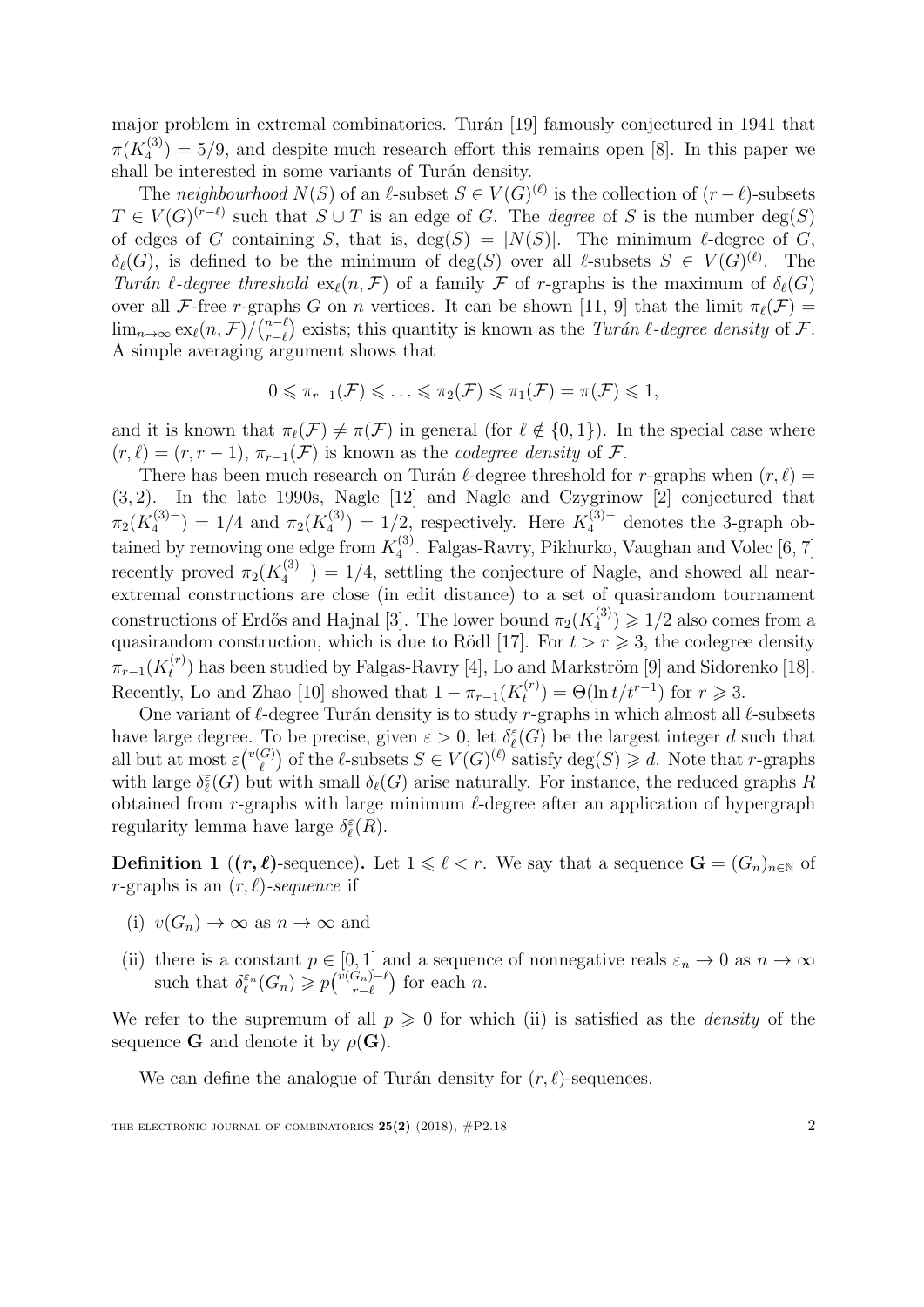major problem in extremal combinatorics. Turán [19] famously conjectured in 1941 that $\pi(K_4^{(3)}) = 5/9$, and despite much research effort this remains open [8]. In this paper we shall be interested in some variants of Turán density.

The *neighbourhood* $N(S)$ of an $\ell$-subset $S \in V(G)^{(\ell)}$ is the collection of $(r-\ell)$-subsets $T \in V(G)^{(r-\ell)}$ such that $S \cup T$ is an edge of $G$. The *degree* of $S$ is the number $\deg(S)$ of edges of $G$ containing $S$, that is, $\deg(S) = |N(S)|$. The minimum $\ell$-degree of $G$, $\delta_\ell(G)$, is defined to be the minimum of $\deg(S)$ over all $\ell$-subsets $S \in V(G)^{(\ell)}$. The *Turán $\ell$-degree threshold* $\mathrm{ex}_\ell(n, \mathcal{F})$ of a family $\mathcal{F}$ of $r$-graphs is the maximum of $\delta_\ell(G)$ over all $\mathcal{F}$-free $r$-graphs $G$ on $n$ vertices. It can be shown [11, 9] that the limit $\pi_\ell(\mathcal{F}) = \lim_{n\to\infty} \mathrm{ex}_\ell(n, \mathcal{F})/\binom{n-\ell}{r-\ell}$ exists; this quantity is known as the *Turán $\ell$-degree density* of $\mathcal{F}$. A simple averaging argument shows that

$$0 \leqslant \pi_{r-1}(\mathcal{F}) \leqslant \ldots \leqslant \pi_2(\mathcal{F}) \leqslant \pi_1(\mathcal{F}) = \pi(\mathcal{F}) \leqslant 1,$$

and it is known that $\pi_\ell(\mathcal{F}) \neq \pi(\mathcal{F})$ in general (for $\ell \notin \{0, 1\}$). In the special case where $(r, \ell) = (r, r-1)$, $\pi_{r-1}(\mathcal{F})$ is known as the *codegree density* of $\mathcal{F}$.

There has been much research on Turán $\ell$-degree threshold for $r$-graphs when $(r, \ell) = (3, 2)$. In the late 1990s, Nagle [12] and Nagle and Czygrinow [2] conjectured that $\pi_2(K_4^{(3)-}) = 1/4$ and $\pi_2(K_4^{(3)}) = 1/2$, respectively. Here $K_4^{(3)-}$ denotes the 3-graph obtained by removing one edge from $K_4^{(3)}$. Falgas-Ravry, Pikhurko, Vaughan and Volec [6, 7] recently proved $\pi_2(K_4^{(3)-}) = 1/4$, settling the conjecture of Nagle, and showed all near-extremal constructions are close (in edit distance) to a set of quasirandom tournament constructions of Erdős and Hajnal [3]. The lower bound $\pi_2(K_4^{(3)}) \geqslant 1/2$ also comes from a quasirandom construction, which is due to Rödl [17]. For $t > r \geqslant 3$, the codegree density $\pi_{r-1}(K_t^{(r)})$ has been studied by Falgas-Ravry [4], Lo and Markström [9] and Sidorenko [18]. Recently, Lo and Zhao [10] showed that $1 - \pi_{r-1}(K_t^{(r)}) = \Theta(\ln t/t^{r-1})$ for $r \geqslant 3$.

One variant of $\ell$-degree Turán density is to study $r$-graphs in which almost all $\ell$-subsets have large degree. To be precise, given $\varepsilon > 0$, let $\delta_\ell^\varepsilon(G)$ be the largest integer $d$ such that all but at most $\varepsilon\binom{v(G)}{\ell}$ of the $\ell$-subsets $S \in V(G)^{(\ell)}$ satisfy $\deg(S) \geqslant d$. Note that $r$-graphs with large $\delta_\ell^\varepsilon(G)$ but with small $\delta_\ell(G)$ arise naturally. For instance, the reduced graphs $R$ obtained from $r$-graphs with large minimum $\ell$-degree after an application of hypergraph regularity lemma have large $\delta_\ell^\varepsilon(R)$.

**Definition 1** (**$(r, \ell)$-sequence**)**.** Let $1 \leqslant \ell < r$. We say that a sequence $\mathbf{G} = (G_n)_{n\in\mathbb{N}}$ of $r$-graphs is an *$(r, \ell)$-sequence* if

(i) $v(G_n) \to \infty$ as $n \to \infty$ and

(ii) there is a constant $p \in [0, 1]$ and a sequence of nonnegative reals $\varepsilon_n \to 0$ as $n \to \infty$ such that $\delta_\ell^{\varepsilon_n}(G_n) \geqslant p\binom{v(G_n)-\ell}{r-\ell}$ for each $n$.

We refer to the supremum of all $p \geqslant 0$ for which (ii) is satisfied as the *density* of the sequence $\mathbf{G}$ and denote it by $\rho(\mathbf{G})$.

We can define the analogue of Turán density for $(r, \ell)$-sequences.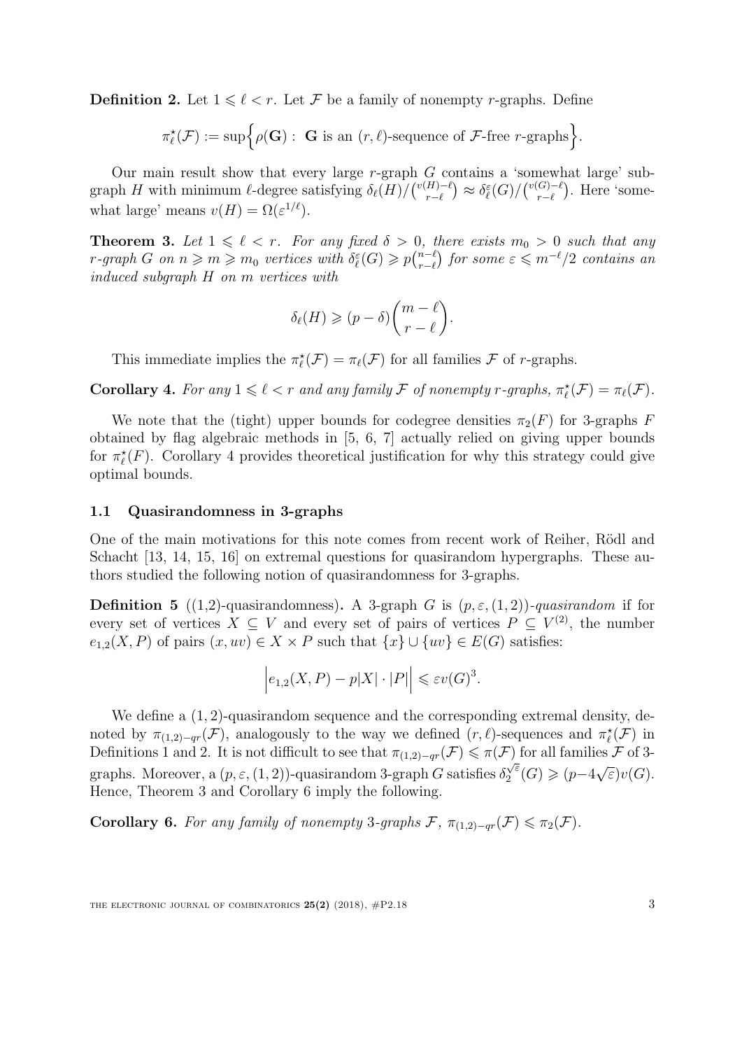**Definition 2.** Let $1 \leqslant \ell < r$. Let $\mathcal{F}$ be a family of nonempty $r$-graphs. Define

$$\pi_\ell^\star(\mathcal{F}) := \sup\Big\{\rho(\mathbf{G}) : \ \mathbf{G} \text{ is an } (r,\ell)\text{-sequence of } \mathcal{F}\text{-free } r\text{-graphs}\Big\}.$$

Our main result show that every large $r$-graph $G$ contains a 'somewhat large' subgraph $H$ with minimum $\ell$-degree satisfying $\delta_\ell(H)/\binom{v(H)-\ell}{r-\ell} \approx \delta_\ell^\varepsilon(G)/\binom{v(G)-\ell}{r-\ell}$. Here 'somewhat large' means $v(H) = \Omega(\varepsilon^{1/\ell})$.

**Theorem 3.** *Let $1 \leqslant \ell < r$. For any fixed $\delta > 0$, there exists $m_0 > 0$ such that any $r$-graph $G$ on $n \geqslant m \geqslant m_0$ vertices with $\delta_\ell^\varepsilon(G) \geqslant p\binom{n-\ell}{r-\ell}$ for some $\varepsilon \leqslant m^{-\ell}/2$ contains an induced subgraph $H$ on $m$ vertices with*

$$\delta_\ell(H) \geqslant (p-\delta)\binom{m-\ell}{r-\ell}.$$

This immediate implies the $\pi_\ell^\star(\mathcal{F}) = \pi_\ell(\mathcal{F})$ for all families $\mathcal{F}$ of $r$-graphs.

**Corollary 4.** *For any $1 \leqslant \ell < r$ and any family $\mathcal{F}$ of nonempty $r$-graphs, $\pi_\ell^\star(\mathcal{F}) = \pi_\ell(\mathcal{F})$.*

We note that the (tight) upper bounds for codegree densities $\pi_2(F)$ for 3-graphs $F$ obtained by flag algebraic methods in [5, 6, 7] actually relied on giving upper bounds for $\pi_\ell^\star(F)$. Corollary 4 provides theoretical justification for why this strategy could give optimal bounds.

### 1.1 Quasirandomness in 3-graphs

One of the main motivations for this note comes from recent work of Reiher, Rödl and Schacht [13, 14, 15, 16] on extremal questions for quasirandom hypergraphs. These authors studied the following notion of quasirandomness for 3-graphs.

**Definition 5** ((1,2)-quasirandomness)**.** A 3-graph $G$ is $(p, \varepsilon, (1,2))$-*quasirandom* if for every set of vertices $X \subseteq V$ and every set of pairs of vertices $P \subseteq V^{(2)}$, the number $e_{1,2}(X, P)$ of pairs $(x, uv) \in X \times P$ such that $\{x\} \cup \{uv\} \in E(G)$ satisfies:

$$\Big| e_{1,2}(X,P) - p|X| \cdot |P| \Big| \leqslant \varepsilon v(G)^3.$$

We define a $(1,2)$-quasirandom sequence and the corresponding extremal density, denoted by $\pi_{(1,2)-qr}(\mathcal{F})$, analogously to the way we defined $(r,\ell)$-sequences and $\pi_\ell^\star(\mathcal{F})$ in Definitions 1 and 2. It is not difficult to see that $\pi_{(1,2)-qr}(\mathcal{F}) \leqslant \pi(\mathcal{F})$ for all families $\mathcal{F}$ of 3-graphs. Moreover, a $(p, \varepsilon, (1,2))$-quasirandom 3-graph $G$ satisfies $\delta_2^{\sqrt{\varepsilon}}(G) \geqslant (p - 4\sqrt{\varepsilon})v(G)$. Hence, Theorem 3 and Corollary 6 imply the following.

**Corollary 6.** *For any family of nonempty 3-graphs $\mathcal{F}$, $\pi_{(1,2)-qr}(\mathcal{F}) \leqslant \pi_2(\mathcal{F})$.*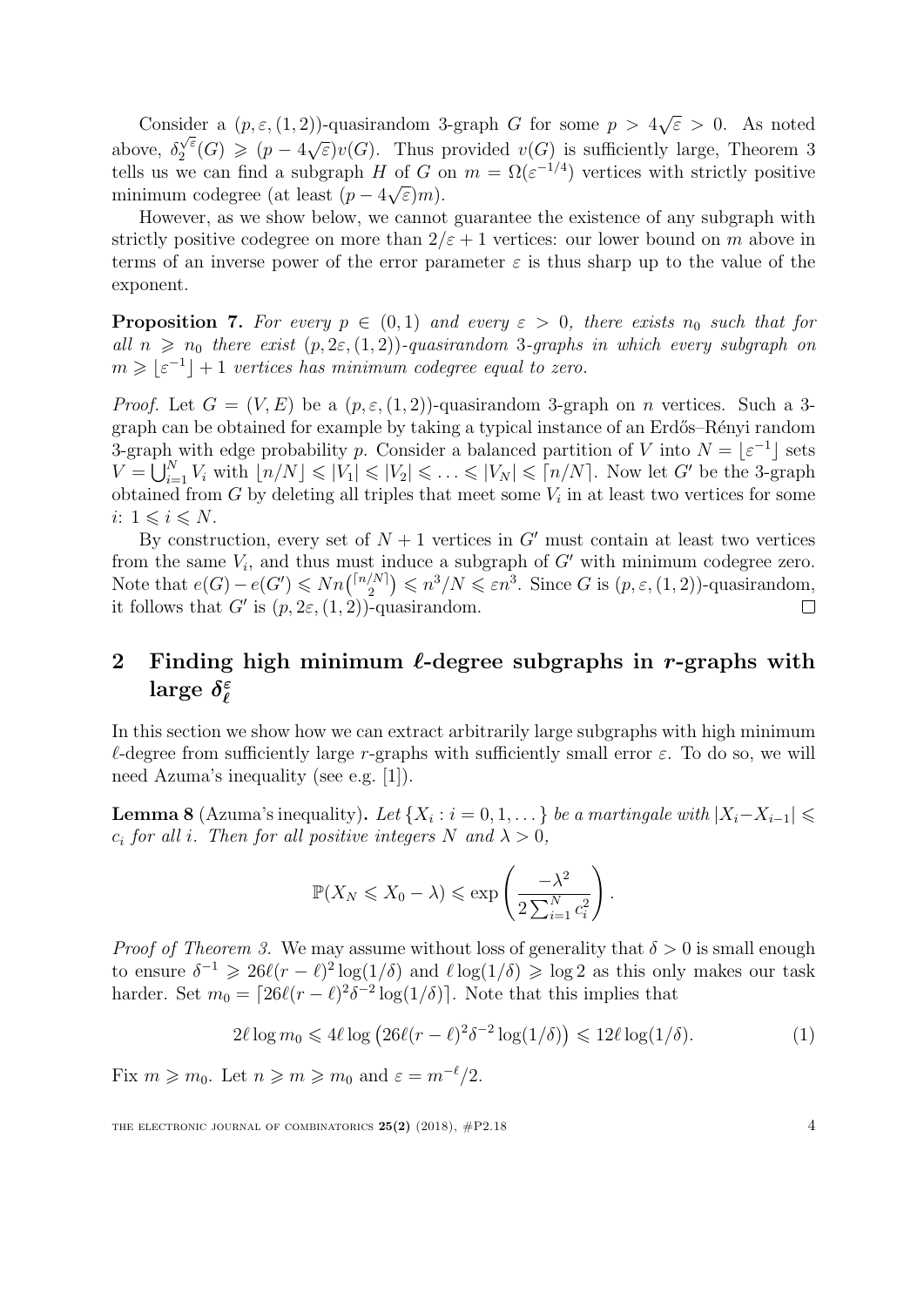Consider a $(p, \varepsilon, (1, 2))$-quasirandom 3-graph $G$ for some $p > 4\sqrt{\varepsilon} > 0$. As noted above, $\delta_2^{\sqrt{\varepsilon}}(G) \geqslant (p - 4\sqrt{\varepsilon})v(G)$. Thus provided $v(G)$ is sufficiently large, Theorem 3 tells us we can find a subgraph $H$ of $G$ on $m = \Omega(\varepsilon^{-1/4})$ vertices with strictly positive minimum codegree (at least $(p - 4\sqrt{\varepsilon})m$).

However, as we show below, we cannot guarantee the existence of any subgraph with strictly positive codegree on more than $2/\varepsilon + 1$ vertices: our lower bound on $m$ above in terms of an inverse power of the error parameter $\varepsilon$ is thus sharp up to the value of the exponent.

**Proposition 7.** *For every $p \in (0, 1)$ and every $\varepsilon > 0$, there exists $n_0$ such that for all $n \geqslant n_0$ there exist $(p, 2\varepsilon, (1, 2))$-quasirandom 3-graphs in which every subgraph on $m \geqslant \lfloor \varepsilon^{-1} \rfloor + 1$ vertices has minimum codegree equal to zero.*

*Proof.* Let $G = (V, E)$ be a $(p, \varepsilon, (1, 2))$-quasirandom 3-graph on $n$ vertices. Such a 3-graph can be obtained for example by taking a typical instance of an Erdős–Rényi random 3-graph with edge probability $p$. Consider a balanced partition of $V$ into $N = \lfloor \varepsilon^{-1} \rfloor$ sets $V = \bigcup_{i=1}^{N} V_i$ with $\lfloor n/N \rfloor \leqslant |V_1| \leqslant |V_2| \leqslant \ldots \leqslant |V_N| \leqslant \lceil n/N \rceil$. Now let $G'$ be the 3-graph obtained from $G$ by deleting all triples that meet some $V_i$ in at least two vertices for some $i$: $1 \leqslant i \leqslant N$.

By construction, every set of $N + 1$ vertices in $G'$ must contain at least two vertices from the same $V_i$, and thus must induce a subgraph of $G'$ with minimum codegree zero. Note that $e(G) - e(G') \leqslant Nn\binom{\lceil n/N \rceil}{2} \leqslant n^3/N \leqslant \varepsilon n^3$. Since $G$ is $(p, \varepsilon, (1, 2))$-quasirandom, it follows that $G'$ is $(p, 2\varepsilon, (1, 2))$-quasirandom. $\square$

## 2 Finding high minimum $\ell$-degree subgraphs in $r$-graphs with large $\delta_\ell^\varepsilon$

In this section we show how we can extract arbitrarily large subgraphs with high minimum $\ell$-degree from sufficiently large $r$-graphs with sufficiently small error $\varepsilon$. To do so, we will need Azuma's inequality (see e.g. [1]).

**Lemma 8** (Azuma's inequality)**.** *Let $\{X_i : i = 0, 1, \ldots\}$ be a martingale with $|X_i - X_{i-1}| \leqslant c_i$ for all $i$. Then for all positive integers $N$ and $\lambda > 0$,*

$$\mathbb{P}(X_N \leqslant X_0 - \lambda) \leqslant \exp\left(\frac{-\lambda^2}{2\sum_{i=1}^{N} c_i^2}\right).$$

*Proof of Theorem 3.* We may assume without loss of generality that $\delta > 0$ is small enough to ensure $\delta^{-1} \geqslant 26\ell(r - \ell)^2 \log(1/\delta)$ and $\ell \log(1/\delta) \geqslant \log 2$ as this only makes our task harder. Set $m_0 = \lceil 26\ell(r - \ell)^2 \delta^{-2} \log(1/\delta) \rceil$. Note that this implies that

$$2\ell \log m_0 \leqslant 4\ell \log\left(26\ell(r - \ell)^2 \delta^{-2} \log(1/\delta)\right) \leqslant 12\ell \log(1/\delta). \tag{1}$$

Fix $m \geqslant m_0$. Let $n \geqslant m \geqslant m_0$ and $\varepsilon = m^{-\ell}/2$.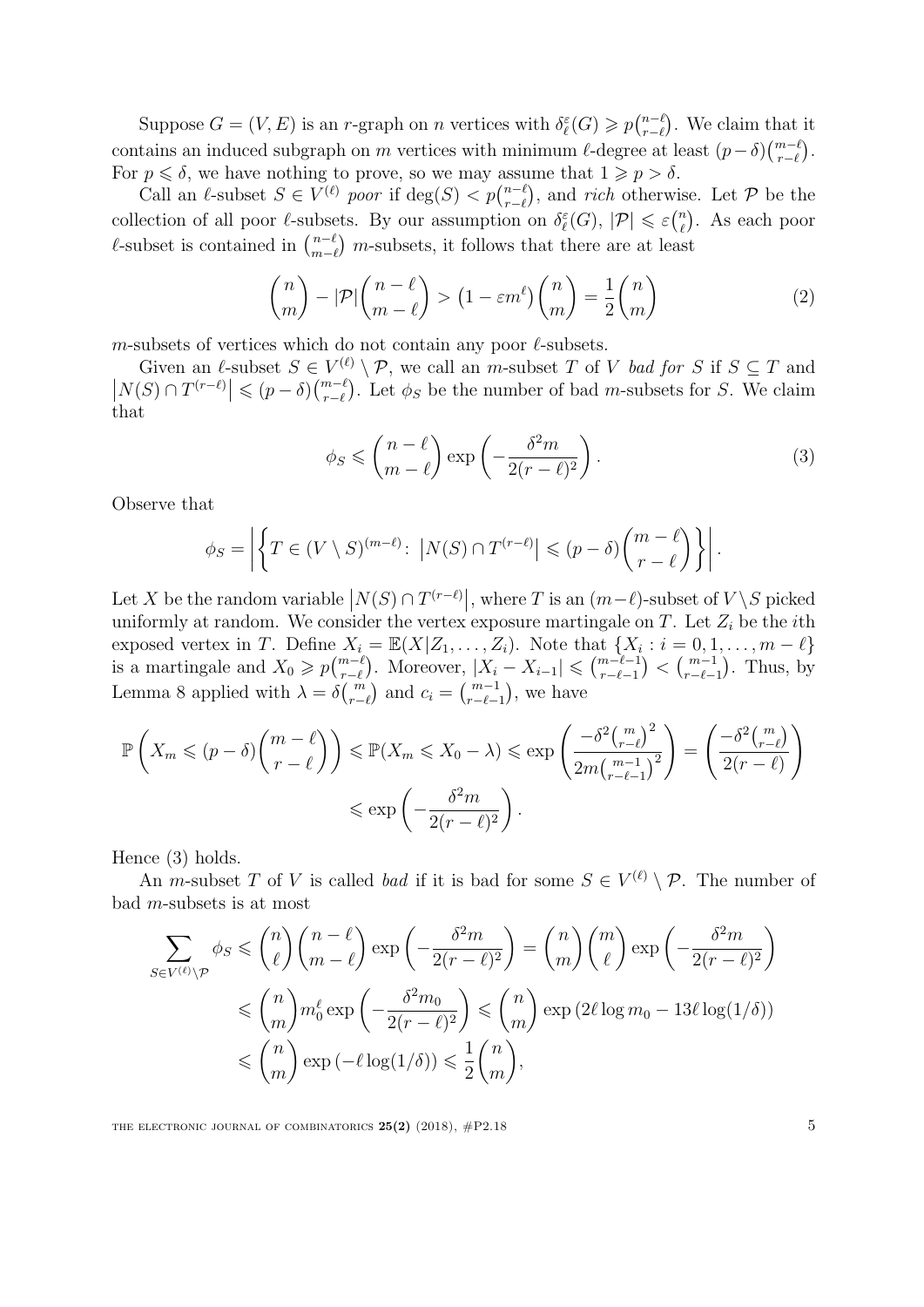Suppose $G = (V, E)$ is an $r$-graph on $n$ vertices with $\delta_\ell^\varepsilon(G) \geqslant p\binom{n-\ell}{r-\ell}$. We claim that it contains an induced subgraph on $m$ vertices with minimum $\ell$-degree at least $(p-\delta)\binom{m-\ell}{r-\ell}$. For $p \leqslant \delta$, we have nothing to prove, so we may assume that $1 \geqslant p > \delta$.

Call an $\ell$-subset $S \in V^{(\ell)}$ *poor* if $\deg(S) < p\binom{n-\ell}{r-\ell}$, and *rich* otherwise. Let $\mathcal{P}$ be the collection of all poor $\ell$-subsets. By our assumption on $\delta_\ell^\varepsilon(G)$, $|\mathcal{P}| \leqslant \varepsilon\binom{n}{\ell}$. As each poor $\ell$-subset is contained in $\binom{n-\ell}{m-\ell}$ $m$-subsets, it follows that there are at least

$$\binom{n}{m} - |\mathcal{P}|\binom{n-\ell}{m-\ell} > \left(1 - \varepsilon m^\ell\right)\binom{n}{m} = \frac{1}{2}\binom{n}{m} \tag{2}$$

$m$-subsets of vertices which do not contain any poor $\ell$-subsets.

Given an $\ell$-subset $S \in V^{(\ell)} \setminus \mathcal{P}$, we call an $m$-subset $T$ of $V$ *bad for* $S$ if $S \subseteq T$ and $\left|N(S) \cap T^{(r-\ell)}\right| \leqslant (p-\delta)\binom{m-\ell}{r-\ell}$. Let $\phi_S$ be the number of bad $m$-subsets for $S$. We claim that

$$\phi_S \leqslant \binom{n-\ell}{m-\ell}\exp\left(-\frac{\delta^2 m}{2(r-\ell)^2}\right). \tag{3}$$

Observe that

$$\phi_S = \left|\left\{T \in (V \setminus S)^{(m-\ell)} \colon \left|N(S) \cap T^{(r-\ell)}\right| \leqslant (p-\delta)\binom{m-\ell}{r-\ell}\right\}\right|.$$

Let $X$ be the random variable $\left|N(S) \cap T^{(r-\ell)}\right|$, where $T$ is an $(m-\ell)$-subset of $V \setminus S$ picked uniformly at random. We consider the vertex exposure martingale on $T$. Let $Z_i$ be the $i$th exposed vertex in $T$. Define $X_i = \mathbb{E}(X|Z_1, \ldots, Z_i)$. Note that $\{X_i : i = 0, 1, \ldots, m-\ell\}$ is a martingale and $X_0 \geqslant p\binom{m-\ell}{r-\ell}$. Moreover, $|X_i - X_{i-1}| \leqslant \binom{m-\ell-1}{r-\ell-1} < \binom{m-1}{r-\ell-1}$. Thus, by Lemma 8 applied with $\lambda = \delta\binom{m}{r-\ell}$ and $c_i = \binom{m-1}{r-\ell-1}$, we have

$$\mathbb{P}\left(X_m \leqslant (p-\delta)\binom{m-\ell}{r-\ell}\right) \leqslant \mathbb{P}(X_m \leqslant X_0 - \lambda) \leqslant \exp\left(\frac{-\delta^2\binom{m}{r-\ell}^2}{2m\binom{m-1}{r-\ell-1}^2}\right) = \left(\frac{-\delta^2\binom{m}{r-\ell}}{2(r-\ell)}\right)$$
$$\leqslant \exp\left(-\frac{\delta^2 m}{2(r-\ell)^2}\right).$$

Hence (3) holds.

An $m$-subset $T$ of $V$ is called *bad* if it is bad for some $S \in V^{(\ell)} \setminus \mathcal{P}$. The number of bad $m$-subsets is at most

$$\sum_{S \in V^{(\ell)} \setminus \mathcal{P}} \phi_S \leqslant \binom{n}{\ell}\binom{n-\ell}{m-\ell}\exp\left(-\frac{\delta^2 m}{2(r-\ell)^2}\right) = \binom{n}{m}\binom{m}{\ell}\exp\left(-\frac{\delta^2 m}{2(r-\ell)^2}\right)$$
$$\leqslant \binom{n}{m} m_0^\ell \exp\left(-\frac{\delta^2 m_0}{2(r-\ell)^2}\right) \leqslant \binom{n}{m}\exp\left(2\ell\log m_0 - 13\ell\log(1/\delta)\right)$$
$$\leqslant \binom{n}{m}\exp\left(-\ell\log(1/\delta)\right) \leqslant \frac{1}{2}\binom{n}{m},$$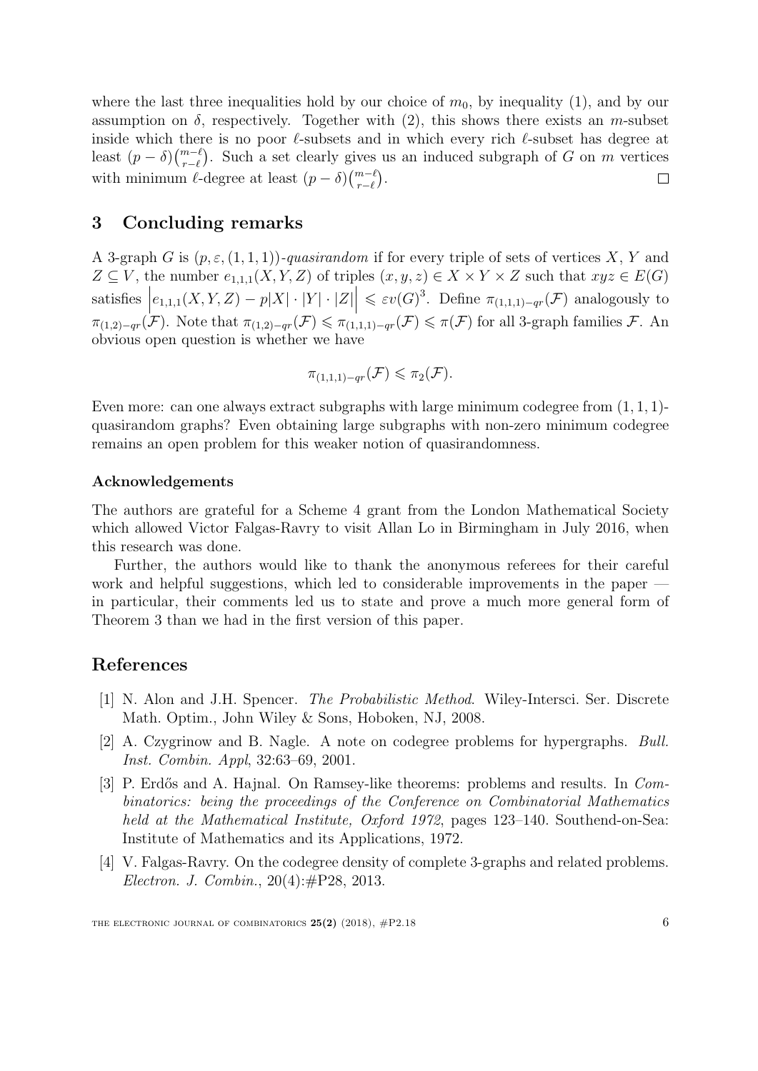where the last three inequalities hold by our choice of $m_0$, by inequality (1), and by our assumption on $\delta$, respectively. Together with (2), this shows there exists an $m$-subset inside which there is no poor $\ell$-subsets and in which every rich $\ell$-subset has degree at least $(p-\delta)\binom{m-\ell}{r-\ell}$. Such a set clearly gives us an induced subgraph of $G$ on $m$ vertices with minimum $\ell$-degree at least $(p-\delta)\binom{m-\ell}{r-\ell}$. $\square$

## 3 Concluding remarks

A 3-graph $G$ is $(p, \varepsilon, (1,1,1))$-*quasirandom* if for every triple of sets of vertices $X$, $Y$ and $Z \subseteq V$, the number $e_{1,1,1}(X,Y,Z)$ of triples $(x,y,z) \in X \times Y \times Z$ such that $xyz \in E(G)$ satisfies $\left| e_{1,1,1}(X,Y,Z) - p|X| \cdot |Y| \cdot |Z| \right| \leqslant \varepsilon v(G)^3$. Define $\pi_{(1,1,1)-qr}(\mathcal{F})$ analogously to $\pi_{(1,2)-qr}(\mathcal{F})$. Note that $\pi_{(1,2)-qr}(\mathcal{F}) \leqslant \pi_{(1,1,1)-qr}(\mathcal{F}) \leqslant \pi(\mathcal{F})$ for all 3-graph families $\mathcal{F}$. An obvious open question is whether we have

$$\pi_{(1,1,1)-qr}(\mathcal{F}) \leqslant \pi_2(\mathcal{F}).$$

Even more: can one always extract subgraphs with large minimum codegree from $(1,1,1)$-quasirandom graphs? Even obtaining large subgraphs with non-zero minimum codegree remains an open problem for this weaker notion of quasirandomness.

### Acknowledgements

The authors are grateful for a Scheme 4 grant from the London Mathematical Society which allowed Victor Falgas-Ravry to visit Allan Lo in Birmingham in July 2016, when this research was done.

Further, the authors would like to thank the anonymous referees for their careful work and helpful suggestions, which led to considerable improvements in the paper — in particular, their comments led us to state and prove a much more general form of Theorem 3 than we had in the first version of this paper.

## References

[1] N. Alon and J.H. Spencer. *The Probabilistic Method*. Wiley-Intersci. Ser. Discrete Math. Optim., John Wiley & Sons, Hoboken, NJ, 2008.

[2] A. Czygrinow and B. Nagle. A note on codegree problems for hypergraphs. *Bull. Inst. Combin. Appl*, 32:63–69, 2001.

[3] P. Erdős and A. Hajnal. On Ramsey-like theorems: problems and results. In *Combinatorics: being the proceedings of the Conference on Combinatorial Mathematics held at the Mathematical Institute, Oxford 1972*, pages 123–140. Southend-on-Sea: Institute of Mathematics and its Applications, 1972.

[4] V. Falgas-Ravry. On the codegree density of complete 3-graphs and related problems. *Electron. J. Combin.*, 20(4):#P28, 2013.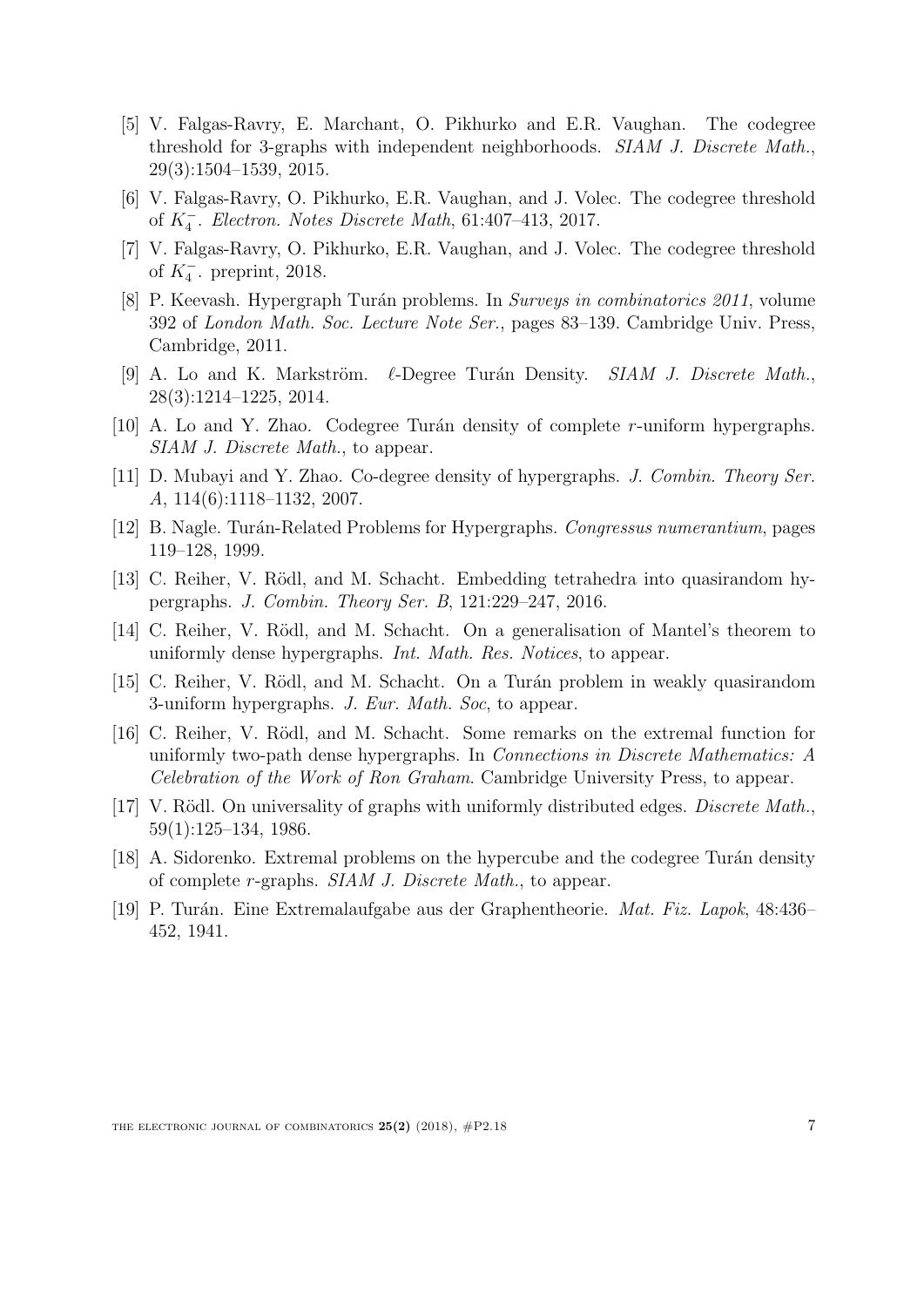- [5] V. Falgas-Ravry, E. Marchant, O. Pikhurko and E.R. Vaughan. The codegree threshold for 3-graphs with independent neighborhoods. *SIAM J. Discrete Math.*, 29(3):1504–1539, 2015.
- [6] V. Falgas-Ravry, O. Pikhurko, E.R. Vaughan, and J. Volec. The codegree threshold of $K_4^-$. *Electron. Notes Discrete Math*, 61:407–413, 2017.
- [7] V. Falgas-Ravry, O. Pikhurko, E.R. Vaughan, and J. Volec. The codegree threshold of $K_4^-$. preprint, 2018.
- [8] P. Keevash. Hypergraph Turán problems. In *Surveys in combinatorics 2011*, volume 392 of *London Math. Soc. Lecture Note Ser.*, pages 83–139. Cambridge Univ. Press, Cambridge, 2011.
- [9] A. Lo and K. Markström. $\ell$-Degree Turán Density. *SIAM J. Discrete Math.*, 28(3):1214–1225, 2014.
- [10] A. Lo and Y. Zhao. Codegree Turán density of complete $r$-uniform hypergraphs. *SIAM J. Discrete Math.*, to appear.
- [11] D. Mubayi and Y. Zhao. Co-degree density of hypergraphs. *J. Combin. Theory Ser. A*, 114(6):1118–1132, 2007.
- [12] B. Nagle. Turán-Related Problems for Hypergraphs. *Congressus numerantium*, pages 119–128, 1999.
- [13] C. Reiher, V. Rödl, and M. Schacht. Embedding tetrahedra into quasirandom hypergraphs. *J. Combin. Theory Ser. B*, 121:229–247, 2016.
- [14] C. Reiher, V. Rödl, and M. Schacht. On a generalisation of Mantel's theorem to uniformly dense hypergraphs. *Int. Math. Res. Notices*, to appear.
- [15] C. Reiher, V. Rödl, and M. Schacht. On a Turán problem in weakly quasirandom 3-uniform hypergraphs. *J. Eur. Math. Soc*, to appear.
- [16] C. Reiher, V. Rödl, and M. Schacht. Some remarks on the extremal function for uniformly two-path dense hypergraphs. In *Connections in Discrete Mathematics: A Celebration of the Work of Ron Graham*. Cambridge University Press, to appear.
- [17] V. Rödl. On universality of graphs with uniformly distributed edges. *Discrete Math.*, 59(1):125–134, 1986.
- [18] A. Sidorenko. Extremal problems on the hypercube and the codegree Turán density of complete $r$-graphs. *SIAM J. Discrete Math.*, to appear.
- [19] P. Turán. Eine Extremalaufgabe aus der Graphentheorie. *Mat. Fiz. Lapok*, 48:436–452, 1941.